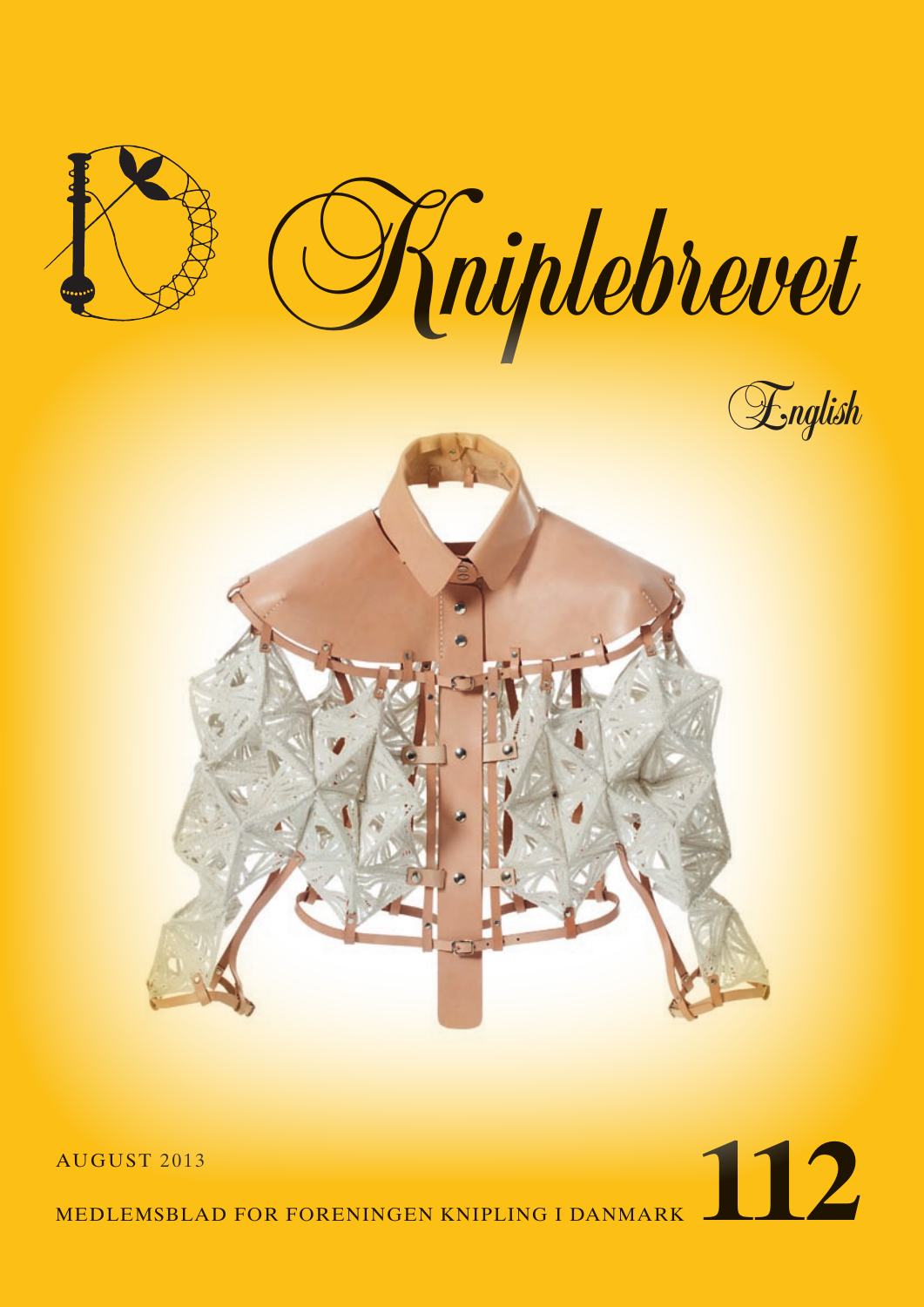# Kniplebrevet

English

AUGUST 2013

MEDLEMSBLAD FOR FORENINGEN KNIPLING I DANMARK

**112**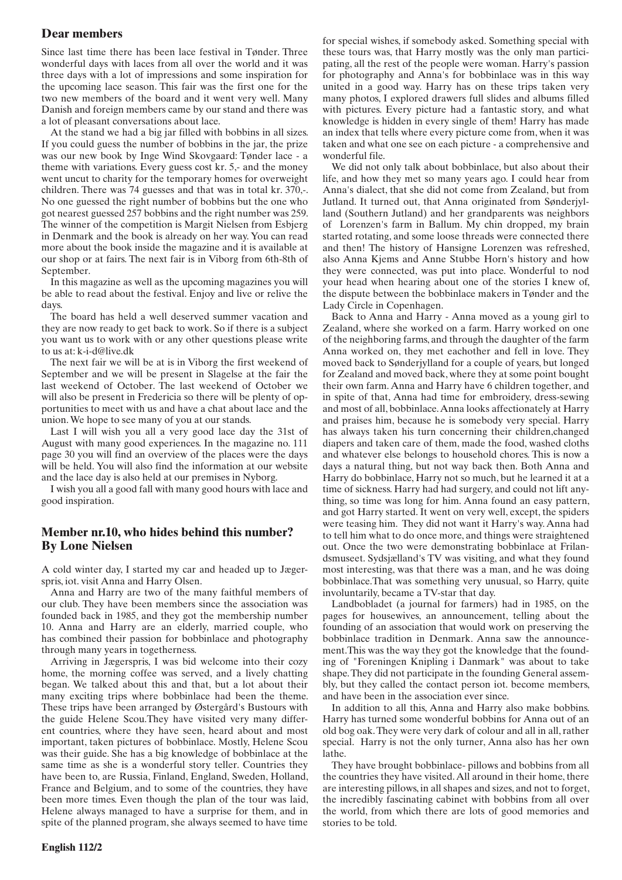## Dear members

Since last time there has been lace festival in Tønder. Three wonderful days with laces from all over the world and it was three days with a lot of impressions and some inspiration for the upcoming lace season. This fair was the first one for the two new members of the board and it went very well. Many Danish and foreign members came by our stand and there was a lot of pleasant conversations about lace.

At the stand we had a big jar filled with bobbins in all sizes. If you could guess the number of bobbins in the jar, the prize was our new book by Inge Wind Skovgaard: Tønder lace - a theme with variations. Every guess cost kr. 5,- and the money went uncut to charity for the temporary homes for overweight children. There was 74 guesses and that was in total kr. 370,-. No one guessed the right number of bobbins but the one who got nearest guessed 257 bobbins and the right number was 259. The winner of the competition is Margit Nielsen from Esbjerg in Denmark and the book is already on her way. You can read more about the book inside the magazine and it is available at our shop or at fairs. The next fair is in Viborg from 6th-8th of September.

In this magazine as well as the upcoming magazines you will be able to read about the festival. Enjoy and live or relive the days.

The board has held a well deserved summer vacation and they are now ready to get back to work. So if there is a subject you want us to work with or any other questions please write to us at: k-i-d@live.dk

The next fair we will be at is in Viborg the first weekend of September and we will be present in Slagelse at the fair the last weekend of October. The last weekend of October we will also be present in Fredericia so there will be plenty of opportunities to meet with us and have a chat about lace and the union. We hope to see many of you at our stands.

Last I will wish you all a very good lace day the 31st of August with many good experiences. In the magazine no. 111 page 30 you will find an overview of the places were the days will be held. You will also find the information at our website and the lace day is also held at our premises in Nyborg.

I wish you all a good fall with many good hours with lace and good inspiration.

## Member nr.10, who hides behind this number? By Lone Nielsen

A cold winter day, I started my car and headed up to Jægerspris, iot. visit Anna and Harry Olsen.

Anna and Harry are two of the many faithful members of our club. They have been members since the association was founded back in 1985, and they got the membership number 10. Anna and Harry are an elderly, married couple, who has combined their passion for bobbinlace and photography through many years in togetherness.

Arriving in Jægerspris, I was bid welcome into their cozy home, the morning coffee was served, and a lively chatting began. We talked about this and that, but a lot about their many exciting trips where bobbinlace had been the theme. These trips have been arranged by Østergård's Bustours with the guide Helene Scou.They have visited very many different countries, where they have seen, heard about and most important, taken pictures of bobbinlace. Mostly, Helene Scou was their guide. She has a big knowledge of bobbinlace at the same time as she is a wonderful story teller. Countries they have been to, are Russia, Finland, England, Sweden, Holland, France and Belgium, and to some of the countries, they have been more times. Even though the plan of the tour was laid, Helene always managed to have a surprise for them, and in spite of the planned program, she always seemed to have time for special wishes, if somebody asked. Something special with these tours was, that Harry mostly was the only man participating, all the rest of the people were woman. Harry's passion for photography and Anna's for bobbinlace was in this way united in a good way. Harry has on these trips taken very many photos, I explored drawers full slides and albums filled with pictures. Every picture had a fantastic story, and what knowledge is hidden in every single of them! Harry has made an index that tells where every picture come from, when it was taken and what one see on each picture - a comprehensive and wonderful file.

We did not only talk about bobbinlace, but also about their life, and how they met so many years ago. I could hear from Anna's dialect, that she did not come from Zealand, but from Jutland. It turned out, that Anna originated from Sønderjylland (Southern Jutland) and her grandparents was neighbors of Lorenzen's farm in Ballum. My chin dropped, my brain started rotating, and some loose threads were connected there and then! The history of Hansigne Lorenzen was refreshed, also Anna Kjems and Anne Stubbe Horn's history and how they were connected, was put into place. Wonderful to nod your head when hearing about one of the stories I knew of, the dispute between the bobbinlace makers in Tønder and the Lady Circle in Copenhagen.

Back to Anna and Harry - Anna moved as a young girl to Zealand, where she worked on a farm. Harry worked on one of the neighboring farms, and through the daughter of the farm Anna worked on, they met eachother and fell in love. They moved back to Sønderjylland for a couple of years, but longed for Zealand and moved back, where they at some point bought their own farm. Anna and Harry have 6 children together, and in spite of that, Anna had time for embroidery, dress-sewing and most of all, bobbinlace. Anna looks affectionately at Harry and praises him, because he is somebody very special. Harry has always taken his turn concerning their children,changed diapers and taken care of them, made the food, washed cloths and whatever else belongs to household chores. This is now a days a natural thing, but not way back then. Both Anna and Harry do bobbinlace, Harry not so much, but he learned it at a time of sickness. Harry had had surgery, and could not lift anything, so time was long for him. Anna found an easy pattern, and got Harry started. It went on very well, except, the spiders were teasing him. They did not want it Harry's way. Anna had to tell him what to do once more, and things were straightened out. Once the two were demonstrating bobbinlace at Frilandsmuseet. Sydsjælland's TV was visiting, and what they found most interesting, was that there was a man, and he was doing bobbinlace.That was something very unusual, so Harry, quite involuntarily, became a TV-star that day.

Landbobladet (a journal for farmers) had in 1985, on the pages for housewives, an announcement, telling about the founding of an association that would work on preserving the bobbinlace tradition in Denmark. Anna saw the announcement.This was the way they got the knowledge that the founding of "Foreningen Knipling i Danmark" was about to take shape.They did not participate in the founding General assembly, but they called the contact person iot. become members, and have been in the association ever since.

In addition to all this, Anna and Harry also make bobbins. Harry has turned some wonderful bobbins for Anna out of an old bog oak.They were very dark of colour and all in all, rather special. Harry is not the only turner, Anna also has her own lathe.

They have brought bobbinlace- pillows and bobbins from all the countries they have visited. All around in their home, there are interesting pillows, in all shapes and sizes, and not to forget, the incredibly fascinating cabinet with bobbins from all over the world, from which there are lots of good memories and stories to be told.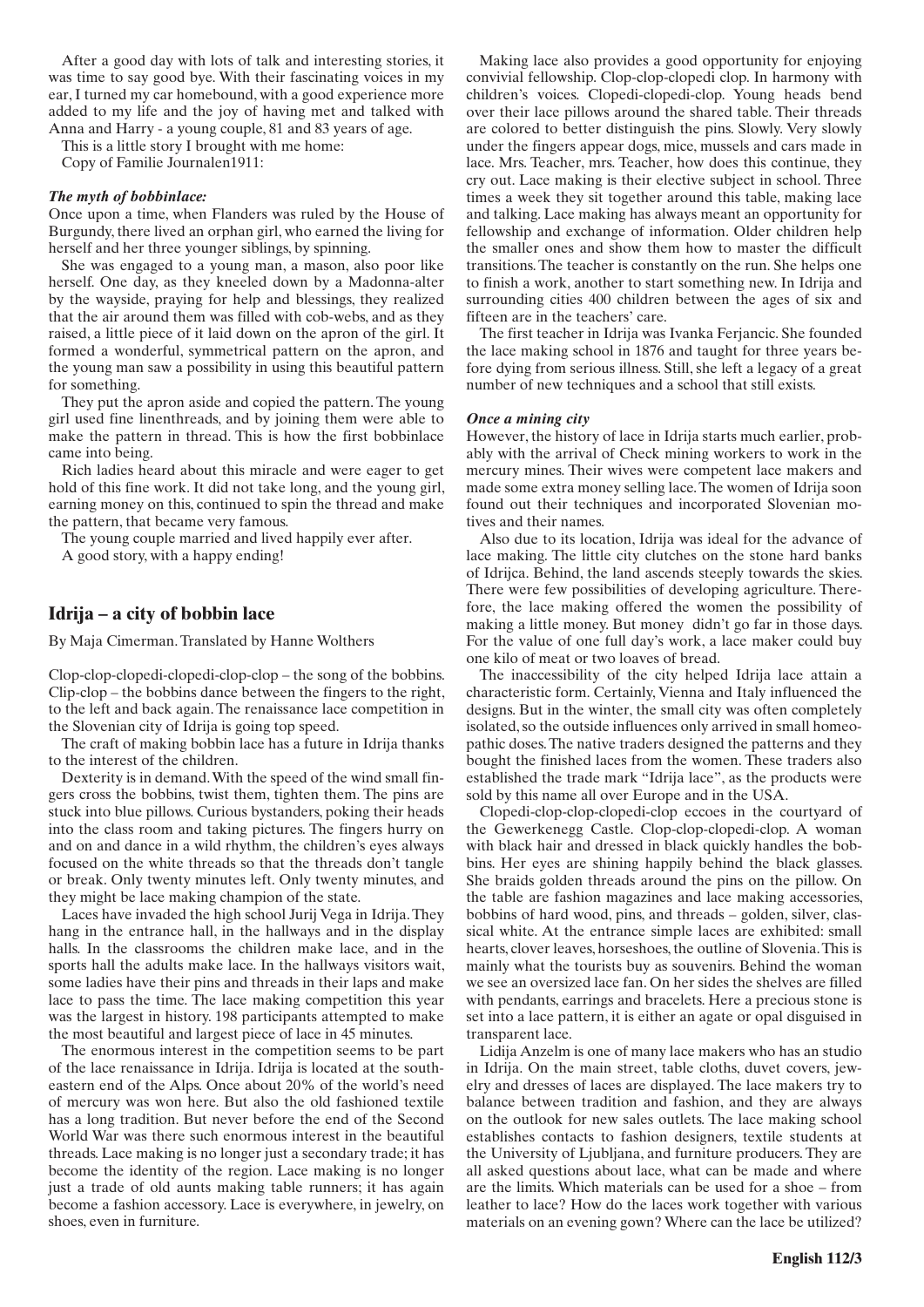After a good day with lots of talk and interesting stories, it was time to say good bye. With their fascinating voices in my ear, I turned my car homebound, with a good experience more added to my life and the joy of having met and talked with Anna and Harry - a young couple, 81 and 83 years of age.

This is a little story I brought with me home:

Copy of Familie Journalen1911:

***The myth of bobbinlace:***

Once upon a time, when Flanders was ruled by the House of Burgundy, there lived an orphan girl, who earned the living for herself and her three younger siblings, by spinning.

She was engaged to a young man, a mason, also poor like herself. One day, as they kneeled down by a Madonna-alter by the wayside, praying for help and blessings, they realized that the air around them was filled with cob-webs, and as they raised, a little piece of it laid down on the apron of the girl. It formed a wonderful, symmetrical pattern on the apron, and the young man saw a possibility in using this beautiful pattern for something.

They put the apron aside and copied the pattern. The young girl used fine linenthreads, and by joining them were able to make the pattern in thread. This is how the first bobbinlace came into being.

Rich ladies heard about this miracle and were eager to get hold of this fine work. It did not take long, and the young girl, earning money on this, continued to spin the thread and make the pattern, that became very famous.

The young couple married and lived happily ever after.

A good story, with a happy ending!

## Idrija – a city of bobbin lace

By Maja Cimerman. Translated by Hanne Wolthers

Clop-clop-clopedi-clopedi-clop-clop – the song of the bobbins. Clip-clop – the bobbins dance between the fingers to the right, to the left and back again. The renaissance lace competition in the Slovenian city of Idrija is going top speed.

The craft of making bobbin lace has a future in Idrija thanks to the interest of the children.

Dexterity is in demand. With the speed of the wind small fingers cross the bobbins, twist them, tighten them. The pins are stuck into blue pillows. Curious bystanders, poking their heads into the class room and taking pictures. The fingers hurry on and on and dance in a wild rhythm, the children's eyes always focused on the white threads so that the threads don't tangle or break. Only twenty minutes left. Only twenty minutes, and they might be lace making champion of the state.

Laces have invaded the high school Jurij Vega in Idrija. They hang in the entrance hall, in the hallways and in the display halls. In the classrooms the children make lace, and in the sports hall the adults make lace. In the hallways visitors wait, some ladies have their pins and threads in their laps and make lace to pass the time. The lace making competition this year was the largest in history. 198 participants attempted to make the most beautiful and largest piece of lace in 45 minutes.

The enormous interest in the competition seems to be part of the lace renaissance in Idrija. Idrija is located at the south-eastern end of the Alps. Once about 20% of the world's need of mercury was won here. But also the old fashioned textile has a long tradition. But never before the end of the Second World War was there such enormous interest in the beautiful threads. Lace making is no longer just a secondary trade; it has become the identity of the region. Lace making is no longer just a trade of old aunts making table runners; it has again become a fashion accessory. Lace is everywhere, in jewelry, on shoes, even in furniture.

Making lace also provides a good opportunity for enjoying convivial fellowship. Clop-clop-clopedi clop. In harmony with children's voices. Clopedi-clopedi-clop. Young heads bend over their lace pillows around the shared table. Their threads are colored to better distinguish the pins. Slowly. Very slowly under the fingers appear dogs, mice, mussels and cars made in lace. Mrs. Teacher, mrs. Teacher, how does this continue, they cry out. Lace making is their elective subject in school. Three times a week they sit together around this table, making lace and talking. Lace making has always meant an opportunity for fellowship and exchange of information. Older children help the smaller ones and show them how to master the difficult transitions. The teacher is constantly on the run. She helps one to finish a work, another to start something new. In Idrija and surrounding cities 400 children between the ages of six and fifteen are in the teachers' care.

The first teacher in Idrija was Ivanka Ferjancic. She founded the lace making school in 1876 and taught for three years before dying from serious illness. Still, she left a legacy of a great number of new techniques and a school that still exists.

***Once a mining city***

However, the history of lace in Idrija starts much earlier, probably with the arrival of Check mining workers to work in the mercury mines. Their wives were competent lace makers and made some extra money selling lace. The women of Idrija soon found out their techniques and incorporated Slovenian motives and their names.

Also due to its location, Idrija was ideal for the advance of lace making. The little city clutches on the stone hard banks of Idrijca. Behind, the land ascends steeply towards the skies. There were few possibilities of developing agriculture. Therefore, the lace making offered the women the possibility of making a little money. But money didn't go far in those days. For the value of one full day's work, a lace maker could buy one kilo of meat or two loaves of bread.

The inaccessibility of the city helped Idrija lace attain a characteristic form. Certainly, Vienna and Italy influenced the designs. But in the winter, the small city was often completely isolated, so the outside influences only arrived in small homeopathic doses. The native traders designed the patterns and they bought the finished laces from the women. These traders also established the trade mark "Idrija lace", as the products were sold by this name all over Europe and in the USA.

Clopedi-clop-clop-clopedi-clop eccoes in the courtyard of the Gewerkenegg Castle. Clop-clop-clopedi-clop. A woman with black hair and dressed in black quickly handles the bobbins. Her eyes are shining happily behind the black glasses. She braids golden threads around the pins on the pillow. On the table are fashion magazines and lace making accessories, bobbins of hard wood, pins, and threads – golden, silver, classical white. At the entrance simple laces are exhibited: small hearts, clover leaves, horseshoes, the outline of Slovenia. This is mainly what the tourists buy as souvenirs. Behind the woman we see an oversized lace fan. On her sides the shelves are filled with pendants, earrings and bracelets. Here a precious stone is set into a lace pattern, it is either an agate or opal disguised in transparent lace.

Lidija Anzelm is one of many lace makers who has an studio in Idrija. On the main street, table cloths, duvet covers, jewelry and dresses of laces are displayed. The lace makers try to balance between tradition and fashion, and they are always on the outlook for new sales outlets. The lace making school establishes contacts to fashion designers, textile students at the University of Ljubljana, and furniture producers. They are all asked questions about lace, what can be made and where are the limits. Which materials can be used for a shoe – from leather to lace? How do the laces work together with various materials on an evening gown? Where can the lace be utilized?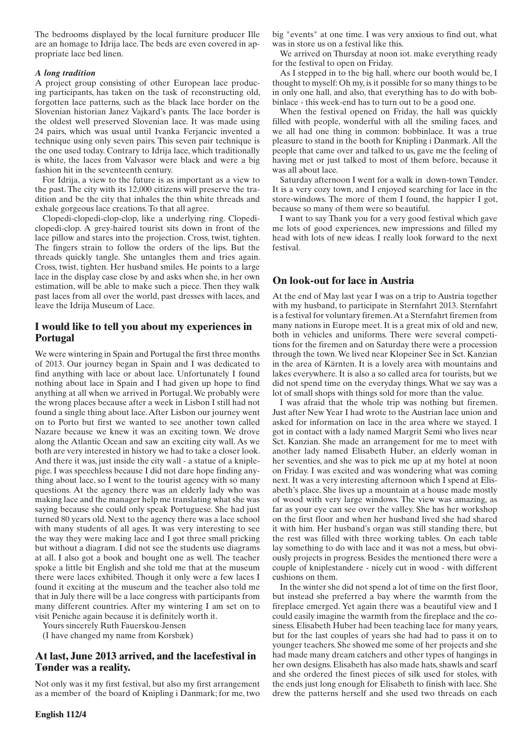The bedrooms displayed by the local furniture producer Ille are an homage to Idrija lace. The beds are even covered in appropriate lace bed linen.

### *A long tradition*

A project group consisting of other European lace producing participants, has taken on the task of reconstructing old, forgotten lace patterns, such as the black lace border on the Slovenian historian Janez Vajkard's pants. The lace border is the oldest well preserved Slovenian lace. It was made using 24 pairs, which was usual until Ivanka Ferjancic invented a technique using only seven pairs. This seven pair technique is the one used today. Contrary to Idrija lace, which traditionally is white, the laces from Valvasor were black and were a big fashion hit in the seventeenth century.

For Idrija, a view to the future is as important as a view to the past. The city with its 12,000 citizens will preserve the tradition and be the city that inhales the thin white threads and exhale gorgeous lace creations. To that all agree.

Clopedi-clopedi-clop-clop, like a underlying ring. Clopediclopedi-clop. A grey-haired tourist sits down in front of the lace pillow and stares into the projection. Cross, twist, tighten. The fingers strain to follow the orders of the lips. But the threads quickly tangle. She untangles them and tries again. Cross, twist, tighten. Her husband smiles. He points to a large lace in the display case close by and asks when she, in her own estimation, will be able to make such a piece. Then they walk past laces from all over the world, past dresses with laces, and leave the Idrija Museum of Lace.

## I would like to tell you about my experiences in Portugal

We were wintering in Spain and Portugal the first three months of 2013. Our journey began in Spain and I was dedicated to find anything with lace or about lace. Unfortunately I found nothing about lace in Spain and I had given up hope to find anything at all when we arrived in Portugal. We probably were the wrong places because after a week in Lisbon I still had not found a single thing about lace. After Lisbon our journey went on to Porto but first we wanted to see another town called Nazare because we knew it was an exciting town. We drove along the Atlantic Ocean and saw an exciting city wall. As we both are very interested in history we had to take a closer look. And there it was, just inside the city wall - a statue of a kniplepige. I was speechless because I did not dare hope finding anything about lace, so I went to the tourist agency with so many questions. At the agency there was an elderly lady who was making lace and the manager help me translating what she was saying because she could only speak Portuguese. She had just turned 80 years old. Next to the agency there was a lace school with many students of all ages. It was very interesting to see the way they were making lace and I got three small pricking but without a diagram. I did not see the students use diagrams at all. I also got a book and bought one as well. The teacher spoke a little bit English and she told me that at the museum there were laces exhibited. Though it only were a few laces I found it exciting at the museum and the teacher also told me that in July there will be a lace congress with participants from many different countries. After my wintering I am set on to visit Peniche again because it is definitely worth it.

Yours sincerely Ruth Fauerskou-Jensen

(I have changed my name from Korsbæk)

## At last, June 2013 arrived, and the lacefestival in Tønder was a reality.

Not only was it my first festival, but also my first arrangement as a member of the board of Knipling i Danmark; for me, two big "events" at one time. I was very anxious to find out, what was in store us on a festival like this.

We arrived on Thursday at noon iot. make everything ready for the festival to open on Friday.

As I stepped in to the big hall, where our booth would be, I thought to myself: Oh my, is it possible for so many things to be in only one hall, and also, that everything has to do with bobbinlace - this week-end has to turn out to be a good one.

When the festival opened on Friday, the hall was quickly filled with people, wonderful with all the smiling faces, and we all had one thing in common: bobbinlace. It was a true pleasure to stand in the booth for Knipling i Danmark. All the people that came over and talked to us, gave me the feeling of having met or just talked to most of them before, because it was all about lace.

Saturday afternoon I went for a walk in down-town Tønder. It is a very cozy town, and I enjoyed searching for lace in the store-windows. The more of them I found, the happier I got, because so many of them were so beautiful.

I want to say Thank you for a very good festival which gave me lots of good experiences, new impressions and filled my head with lots of new ideas. I really look forward to the next festival.

## On look-out for lace in Austria

At the end of May last year I was on a trip to Austria together with my husband, to participate in Sternfahrt 2013. Sternfahrt is a festival for voluntary firemen. At a Sternfahrt firemen from many nations in Europe meet. It is a great mix of old and new, both in vehicles and uniforms. There were several competitions for the firemen and on Saturday there were a procession through the town. We lived near Klopeiner See in Sct. Kanzian in the area of Kärnten. It is a lovely area with mountains and lakes everywhere. It is also a so called area for tourists, but we did not spend time on the everyday things. What we say was a lot of small shops with things sold for more than the value.

I was afraid that the whole trip was nothing but firemen. Just after New Year I had wrote to the Austrian lace union and asked for information on lace in the area where we stayed. I got in contact with a lady named Margrit Semi who lives near Sct. Kanzian. She made an arrangement for me to meet with another lady named Elisabeth Huber, an elderly woman in her seventies, and she was to pick me up at my hotel at noon on Friday. I was excited and was wondering what was coming next. It was a very interesting afternoon which I spend at Elisabeth's place. She lives up a mountain at a house made mostly of wood with very large windows. The view was amazing, as far as your eye can see over the valley. She has her workshop on the first floor and when her husband lived she had shared it with him. Her husband's organ was still standing there, but the rest was filled with three working tables. On each table lay something to do with lace and it was not a mess, but obviously projects in progress. Besides the mentioned there were a couple of kniplestandere - nicely cut in wood - with different cushions on them.

In the winter she did not spend a lot of time on the first floor, but instead she preferred a bay where the warmth from the fireplace emerged. Yet again there was a beautiful view and I could easily imagine the warmth from the fireplace and the cosiness. Elisabeth Huber had been teaching lace for many years, but for the last couples of years she had had to pass it on to younger teachers. She showed me some of her projects and she had made many dream catchers and other types of hangings in her own designs. Elisabeth has also made hats, shawls and scarf and she ordered the finest pieces of silk used for stoles, with the ends just long enough for Elisabeth to finish with lace. She drew the patterns herself and she used two threads on each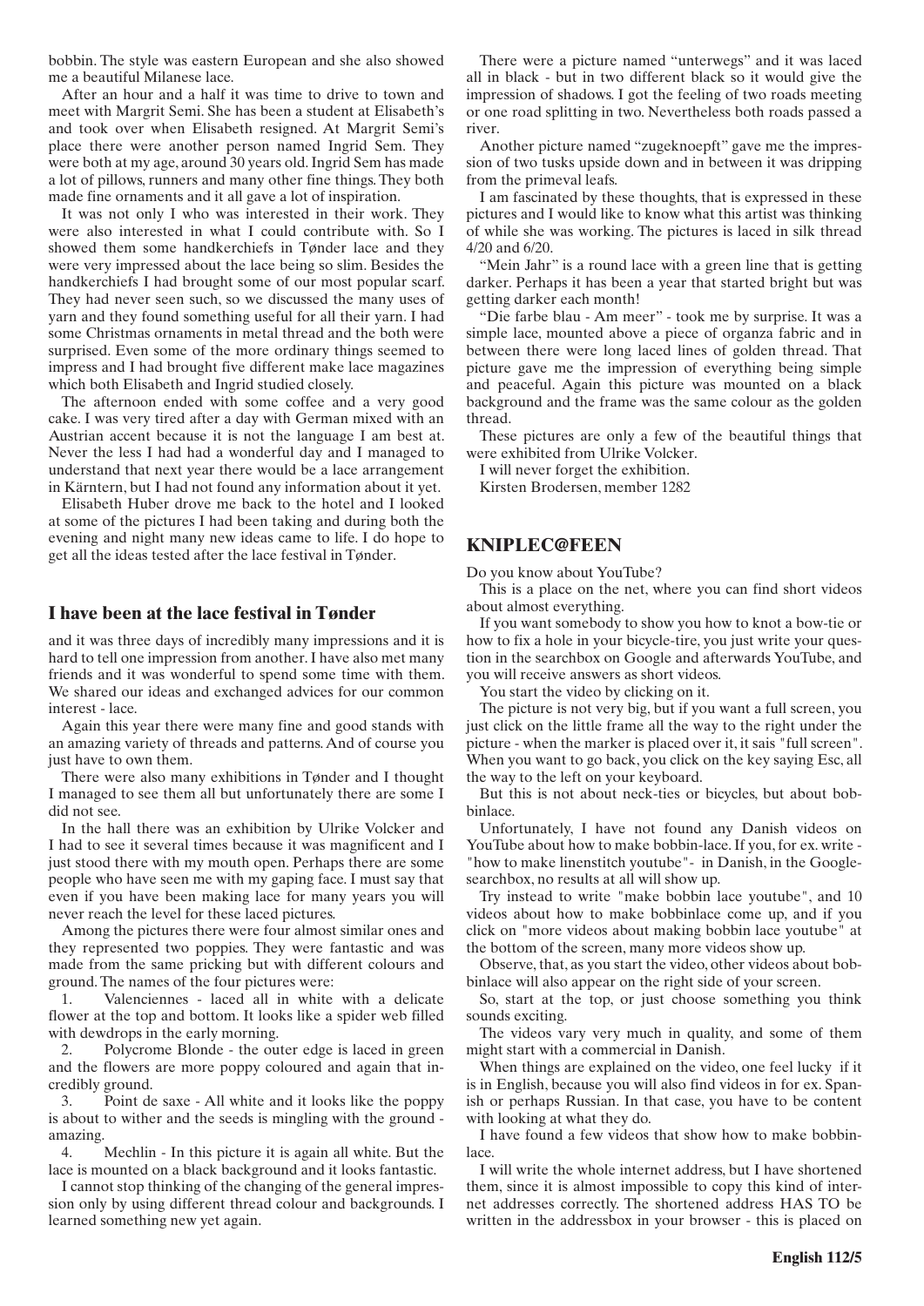bobbin. The style was eastern European and she also showed me a beautiful Milanese lace.

After an hour and a half it was time to drive to town and meet with Margrit Semi. She has been a student at Elisabeth's and took over when Elisabeth resigned. At Margrit Semi's place there were another person named Ingrid Sem. They were both at my age, around 30 years old. Ingrid Sem has made a lot of pillows, runners and many other fine things. They both made fine ornaments and it all gave a lot of inspiration.

It was not only I who was interested in their work. They were also interested in what I could contribute with. So I showed them some handkerchiefs in Tønder lace and they were very impressed about the lace being so slim. Besides the handkerchiefs I had brought some of our most popular scarf. They had never seen such, so we discussed the many uses of yarn and they found something useful for all their yarn. I had some Christmas ornaments in metal thread and the both were surprised. Even some of the more ordinary things seemed to impress and I had brought five different make lace magazines which both Elisabeth and Ingrid studied closely.

The afternoon ended with some coffee and a very good cake. I was very tired after a day with German mixed with an Austrian accent because it is not the language I am best at. Never the less I had had a wonderful day and I managed to understand that next year there would be a lace arrangement in Kärntern, but I had not found any information about it yet.

Elisabeth Huber drove me back to the hotel and I looked at some of the pictures I had been taking and during both the evening and night many new ideas came to life. I do hope to get all the ideas tested after the lace festival in Tønder.

## I have been at the lace festival in Tønder

and it was three days of incredibly many impressions and it is hard to tell one impression from another. I have also met many friends and it was wonderful to spend some time with them. We shared our ideas and exchanged advices for our common interest - lace.

Again this year there were many fine and good stands with an amazing variety of threads and patterns. And of course you just have to own them.

There were also many exhibitions in Tønder and I thought I managed to see them all but unfortunately there are some I did not see.

In the hall there was an exhibition by Ulrike Volcker and I had to see it several times because it was magnificent and I just stood there with my mouth open. Perhaps there are some people who have seen me with my gaping face. I must say that even if you have been making lace for many years you will never reach the level for these laced pictures.

Among the pictures there were four almost similar ones and they represented two poppies. They were fantastic and was made from the same pricking but with different colours and ground. The names of the four pictures were:

1. Valenciennes - laced all in white with a delicate flower at the top and bottom. It looks like a spider web filled with dewdrops in the early morning.
2. Polycrome Blonde - the outer edge is laced in green and the flowers are more poppy coloured and again that incredibly ground.
3. Point de saxe - All white and it looks like the poppy is about to wither and the seeds is mingling with the ground - amazing.
4. Mechlin - In this picture it is again all white. But the lace is mounted on a black background and it looks fantastic.

I cannot stop thinking of the changing of the general impression only by using different thread colour and backgrounds. I learned something new yet again.

There were a picture named "unterwegs" and it was laced all in black - but in two different black so it would give the impression of shadows. I got the feeling of two roads meeting or one road splitting in two. Nevertheless both roads passed a river.

Another picture named "zugeknoepft" gave me the impression of two tusks upside down and in between it was dripping from the primeval leafs.

I am fascinated by these thoughts, that is expressed in these pictures and I would like to know what this artist was thinking of while she was working. The pictures is laced in silk thread 4/20 and 6/20.

"Mein Jahr" is a round lace with a green line that is getting darker. Perhaps it has been a year that started bright but was getting darker each month!

"Die farbe blau - Am meer" - took me by surprise. It was a simple lace, mounted above a piece of organza fabric and in between there were long laced lines of golden thread. That picture gave me the impression of everything being simple and peaceful. Again this picture was mounted on a black background and the frame was the same colour as the golden thread.

These pictures are only a few of the beautiful things that were exhibited from Ulrike Volcker.

I will never forget the exhibition.

Kirsten Brodersen, member 1282

## KNIPLEC@FEEN

Do you know about YouTube?

This is a place on the net, where you can find short videos about almost everything.

If you want somebody to show you how to knot a bow-tie or how to fix a hole in your bicycle-tire, you just write your question in the searchbox on Google and afterwards YouTube, and you will receive answers as short videos.

You start the video by clicking on it.

The picture is not very big, but if you want a full screen, you just click on the little frame all the way to the right under the picture - when the marker is placed over it, it sais "full screen". When you want to go back, you click on the key saying Esc, all the way to the left on your keyboard.

But this is not about neck-ties or bicycles, but about bobbinlace.

Unfortunately, I have not found any Danish videos on YouTube about how to make bobbin-lace. If you, for ex. write - "how to make linenstitch youtube"- in Danish, in the Google-searchbox, no results at all will show up.

Try instead to write "make bobbin lace youtube", and 10 videos about how to make bobbinlace come up, and if you click on "more videos about making bobbin lace youtube" at the bottom of the screen, many more videos show up.

Observe, that, as you start the video, other videos about bobbinlace will also appear on the right side of your screen.

So, start at the top, or just choose something you think sounds exciting.

The videos vary very much in quality, and some of them might start with a commercial in Danish.

When things are explained on the video, one feel lucky if it is in English, because you will also find videos in for ex. Spanish or perhaps Russian. In that case, you have to be content with looking at what they do.

I have found a few videos that show how to make bobbinlace.

I will write the whole internet address, but I have shortened them, since it is almost impossible to copy this kind of internet addresses correctly. The shortened address HAS TO be written in the addressbox in your browser - this is placed on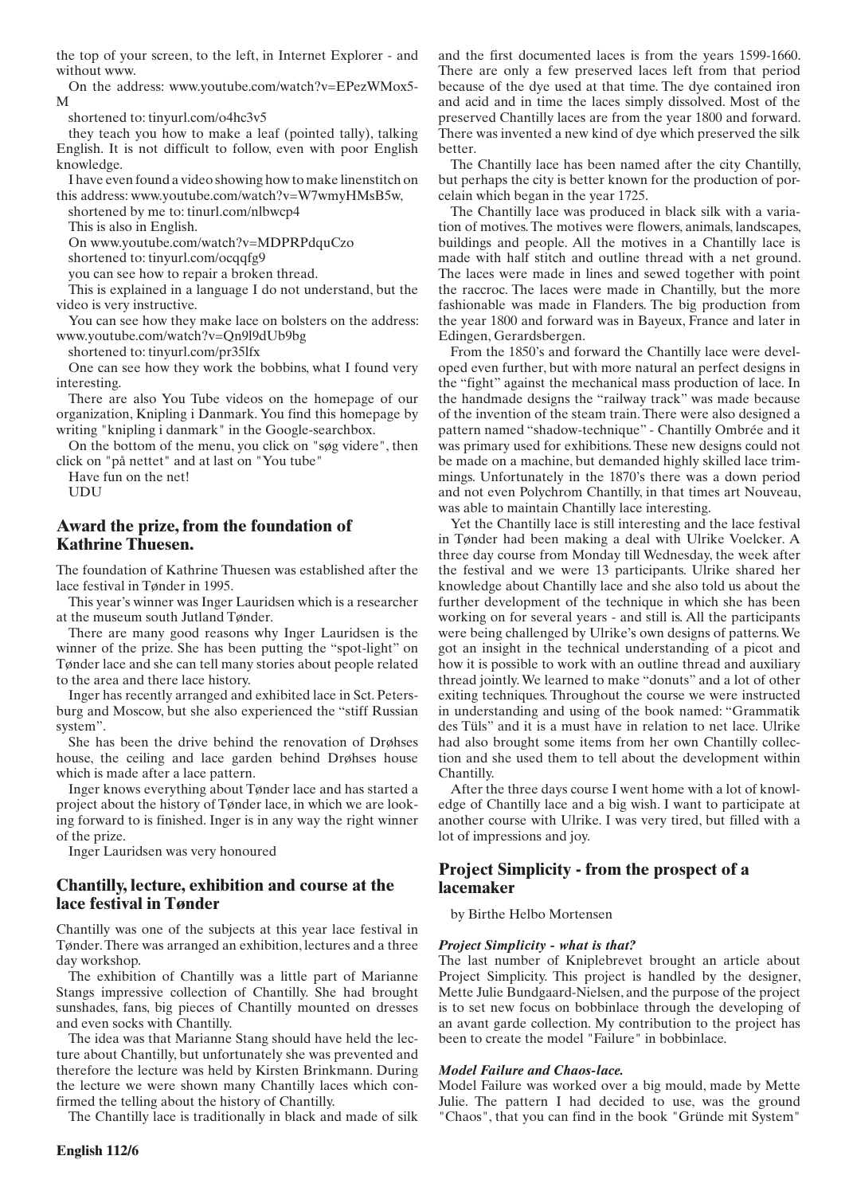the top of your screen, to the left, in Internet Explorer - and without www.

On the address: www.youtube.com/watch?v=EPezWMox5-M

shortened to: tinyurl.com/o4hc3v5

they teach you how to make a leaf (pointed tally), talking English. It is not difficult to follow, even with poor English knowledge.

I have even found a video showing how to make linenstitch on this address: www.youtube.com/watch?v=W7wmyHMsB5w,

shortened by me to: tinurl.com/nlbwcp4

This is also in English.

On www.youtube.com/watch?v=MDPRPdquCzo

shortened to: tinyurl.com/ocqqfg9

you can see how to repair a broken thread.

This is explained in a language I do not understand, but the video is very instructive.

You can see how they make lace on bolsters on the address: www.youtube.com/watch?v=Qn9l9dUb9bg

shortened to: tinyurl.com/pr35lfx

One can see how they work the bobbins, what I found very interesting.

There are also You Tube videos on the homepage of our organization, Knipling i Danmark. You find this homepage by writing "knipling i danmark" in the Google-searchbox.

On the bottom of the menu, you click on "søg videre", then click on "på nettet" and at last on "You tube"

Have fun on the net!

UDU

## Award the prize, from the foundation of Kathrine Thuesen.

The foundation of Kathrine Thuesen was established after the lace festival in Tønder in 1995.

This year's winner was Inger Lauridsen which is a researcher at the museum south Jutland Tønder.

There are many good reasons why Inger Lauridsen is the winner of the prize. She has been putting the "spot-light" on Tønder lace and she can tell many stories about people related to the area and there lace history.

Inger has recently arranged and exhibited lace in Sct. Petersburg and Moscow, but she also experienced the "stiff Russian system".

She has been the drive behind the renovation of Drøhses house, the ceiling and lace garden behind Drøhses house which is made after a lace pattern.

Inger knows everything about Tønder lace and has started a project about the history of Tønder lace, in which we are looking forward to is finished. Inger is in any way the right winner of the prize.

Inger Lauridsen was very honoured

## Chantilly, lecture, exhibition and course at the lace festival in Tønder

Chantilly was one of the subjects at this year lace festival in Tønder. There was arranged an exhibition, lectures and a three day workshop.

The exhibition of Chantilly was a little part of Marianne Stangs impressive collection of Chantilly. She had brought sunshades, fans, big pieces of Chantilly mounted on dresses and even socks with Chantilly.

The idea was that Marianne Stang should have held the lecture about Chantilly, but unfortunately she was prevented and therefore the lecture was held by Kirsten Brinkmann. During the lecture we were shown many Chantilly laces which confirmed the telling about the history of Chantilly.

The Chantilly lace is traditionally in black and made of silk and the first documented laces is from the years 1599-1660. There are only a few preserved laces left from that period because of the dye used at that time. The dye contained iron and acid and in time the laces simply dissolved. Most of the preserved Chantilly laces are from the year 1800 and forward. There was invented a new kind of dye which preserved the silk better.

The Chantilly lace has been named after the city Chantilly, but perhaps the city is better known for the production of porcelain which began in the year 1725.

The Chantilly lace was produced in black silk with a variation of motives. The motives were flowers, animals, landscapes, buildings and people. All the motives in a Chantilly lace is made with half stitch and outline thread with a net ground. The laces were made in lines and sewed together with point the raccroc. The laces were made in Chantilly, but the more fashionable was made in Flanders. The big production from the year 1800 and forward was in Bayeux, France and later in Edingen, Gerardsbergen.

From the 1850's and forward the Chantilly lace were developed even further, but with more natural an perfect designs in the "fight" against the mechanical mass production of lace. In the handmade designs the "railway track" was made because of the invention of the steam train. There were also designed a pattern named "shadow-technique" - Chantilly Ombrée and it was primary used for exhibitions. These new designs could not be made on a machine, but demanded highly skilled lace trimmings. Unfortunately in the 1870's there was a down period and not even Polychrom Chantilly, in that times art Nouveau, was able to maintain Chantilly lace interesting.

Yet the Chantilly lace is still interesting and the lace festival in Tønder had been making a deal with Ulrike Voelcker. A three day course from Monday till Wednesday, the week after the festival and we were 13 participants. Ulrike shared her knowledge about Chantilly lace and she also told us about the further development of the technique in which she has been working on for several years - and still is. All the participants were being challenged by Ulrike's own designs of patterns. We got an insight in the technical understanding of a picot and how it is possible to work with an outline thread and auxiliary thread jointly. We learned to make "donuts" and a lot of other exiting techniques. Throughout the course we were instructed in understanding and using of the book named: "Grammatik des Tüls" and it is a must have in relation to net lace. Ulrike had also brought some items from her own Chantilly collection and she used them to tell about the development within Chantilly.

After the three days course I went home with a lot of knowledge of Chantilly lace and a big wish. I want to participate at another course with Ulrike. I was very tired, but filled with a lot of impressions and joy.

## Project Simplicity - from the prospect of a lacemaker

by Birthe Helbo Mortensen

### *Project Simplicity - what is that?*

The last number of Kniplebrevet brought an article about Project Simplicity. This project is handled by the designer, Mette Julie Bundgaard-Nielsen, and the purpose of the project is to set new focus on bobbinlace through the developing of an avant garde collection. My contribution to the project has been to create the model "Failure" in bobbinlace.

### *Model Failure and Chaos-lace.*

Model Failure was worked over a big mould, made by Mette Julie. The pattern I had decided to use, was the ground "Chaos", that you can find in the book "Gründe mit System"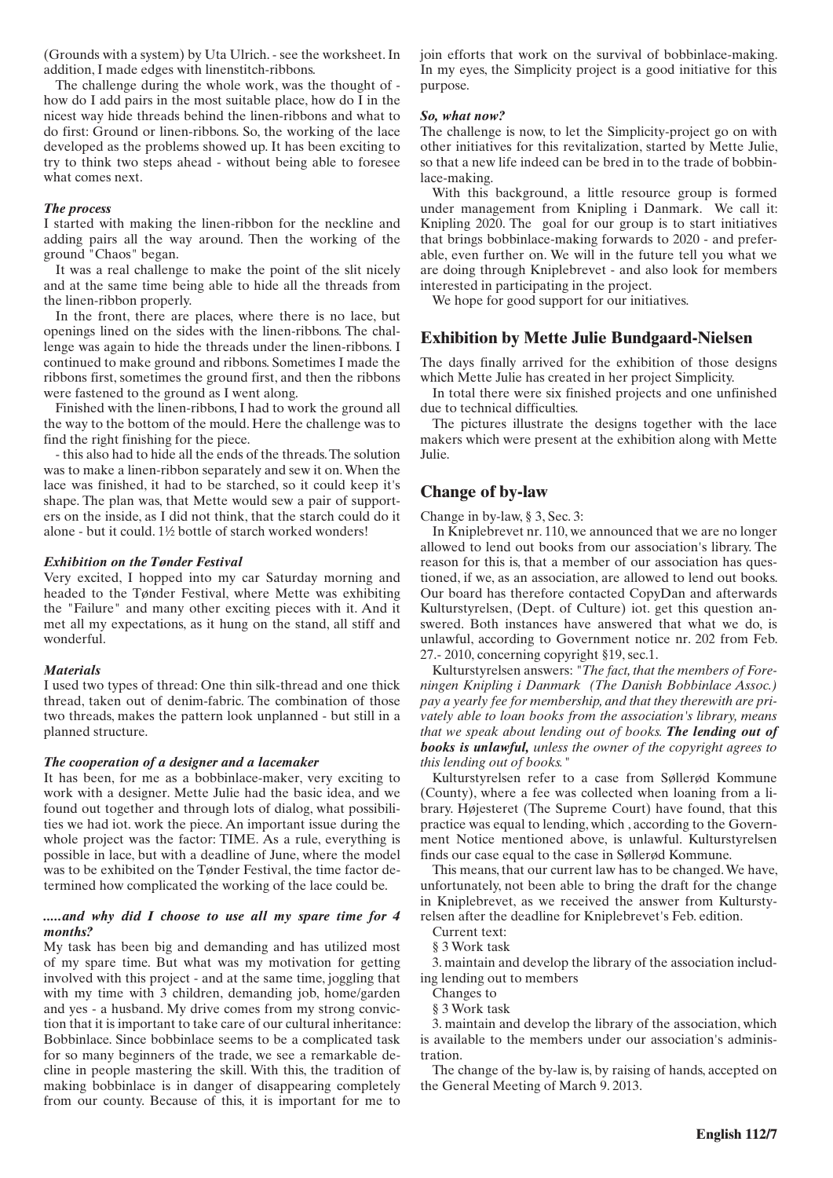(Grounds with a system) by Uta Ulrich. - see the worksheet. In addition, I made edges with linenstitch-ribbons.

The challenge during the whole work, was the thought of - how do I add pairs in the most suitable place, how do I in the nicest way hide threads behind the linen-ribbons and what to do first: Ground or linen-ribbons. So, the working of the lace developed as the problems showed up. It has been exciting to try to think two steps ahead - without being able to foresee what comes next.

***The process***

I started with making the linen-ribbon for the neckline and adding pairs all the way around. Then the working of the ground "Chaos" began.

It was a real challenge to make the point of the slit nicely and at the same time being able to hide all the threads from the linen-ribbon properly.

In the front, there are places, where there is no lace, but openings lined on the sides with the linen-ribbons. The challenge was again to hide the threads under the linen-ribbons. I continued to make ground and ribbons. Sometimes I made the ribbons first, sometimes the ground first, and then the ribbons were fastened to the ground as I went along.

Finished with the linen-ribbons, I had to work the ground all the way to the bottom of the mould. Here the challenge was to find the right finishing for the piece.

- this also had to hide all the ends of the threads. The solution was to make a linen-ribbon separately and sew it on. When the lace was finished, it had to be starched, so it could keep it's shape. The plan was, that Mette would sew a pair of supporters on the inside, as I did not think, that the starch could do it alone - but it could. 1½ bottle of starch worked wonders!

***Exhibition on the Tønder Festival***

Very excited, I hopped into my car Saturday morning and headed to the Tønder Festival, where Mette was exhibiting the "Failure" and many other exciting pieces with it. And it met all my expectations, as it hung on the stand, all stiff and wonderful.

***Materials***

I used two types of thread: One thin silk-thread and one thick thread, taken out of denim-fabric. The combination of those two threads, makes the pattern look unplanned - but still in a planned structure.

***The cooperation of a designer and a lacemaker***

It has been, for me as a bobbinlace-maker, very exciting to work with a designer. Mette Julie had the basic idea, and we found out together and through lots of dialog, what possibilities we had iot. work the piece. An important issue during the whole project was the factor: TIME. As a rule, everything is possible in lace, but with a deadline of June, where the model was to be exhibited on the Tønder Festival, the time factor determined how complicated the working of the lace could be.

***.....and why did I choose to use all my spare time for 4 months?***

My task has been big and demanding and has utilized most of my spare time. But what was my motivation for getting involved with this project - and at the same time, joggling that with my time with 3 children, demanding job, home/garden and yes - a husband. My drive comes from my strong conviction that it is important to take care of our cultural inheritance: Bobbinlace. Since bobbinlace seems to be a complicated task for so many beginners of the trade, we see a remarkable decline in people mastering the skill. With this, the tradition of making bobbinlace is in danger of disappearing completely from our county. Because of this, it is important for me to join efforts that work on the survival of bobbinlace-making. In my eyes, the Simplicity project is a good initiative for this purpose.

***So, what now?***

The challenge is now, to let the Simplicity-project go on with other initiatives for this revitalization, started by Mette Julie, so that a new life indeed can be bred in to the trade of bobbinlace-making.

With this background, a little resource group is formed under management from Knipling i Danmark. We call it: Knipling 2020. The goal for our group is to start initiatives that brings bobbinlace-making forwards to 2020 - and preferable, even further on. We will in the future tell you what we are doing through Kniplebrevet - and also look for members interested in participating in the project.

We hope for good support for our initiatives.

## Exhibition by Mette Julie Bundgaard-Nielsen

The days finally arrived for the exhibition of those designs which Mette Julie has created in her project Simplicity.

In total there were six finished projects and one unfinished due to technical difficulties.

The pictures illustrate the designs together with the lace makers which were present at the exhibition along with Mette Julie.

## Change of by-law

Change in by-law, § 3, Sec. 3:

In Kniplebrevet nr. 110, we announced that we are no longer allowed to lend out books from our association's library. The reason for this is, that a member of our association has questioned, if we, as an association, are allowed to lend out books. Our board has therefore contacted CopyDan and afterwards Kulturstyrelsen, (Dept. of Culture) iot. get this question answered. Both instances have answered that what we do, is unlawful, according to Government notice nr. 202 from Feb. 27.- 2010, concerning copyright §19, sec.1.

Kulturstyrelsen answers: "*The fact, that the members of Foreningen Knipling i Danmark (The Danish Bobbinlace Assoc.) pay a yearly fee for membership, and that they therewith are privately able to loan books from the association's library, means that we speak about lending out of books. **The lending out of books is unlawful,** unless the owner of the copyright agrees to this lending out of books.*"

Kulturstyrelsen refer to a case from Søllerød Kommune (County), where a fee was collected when loaning from a library. Højesteret (The Supreme Court) have found, that this practice was equal to lending, which , according to the Government Notice mentioned above, is unlawful. Kulturstyrelsen finds our case equal to the case in Søllerød Kommune.

This means, that our current law has to be changed. We have, unfortunately, not been able to bring the draft for the change in Kniplebrevet, as we received the answer from Kulturstyrelsen after the deadline for Kniplebrevet's Feb. edition.

Current text:

§ 3 Work task

3. maintain and develop the library of the association including lending out to members

Changes to

§ 3 Work task

3. maintain and develop the library of the association, which is available to the members under our association's administration.

The change of the by-law is, by raising of hands, accepted on the General Meeting of March 9. 2013.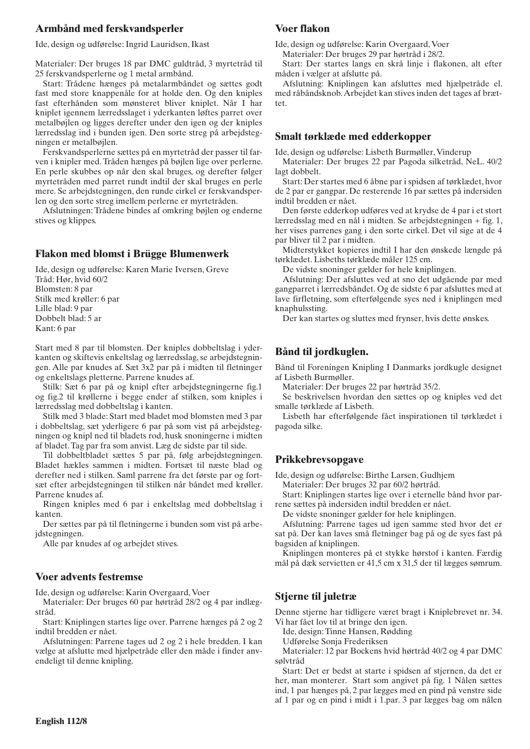## Armbånd med ferskvandsperler

Ide, design og udførelse: Ingrid Lauridsen, Ikast

Materialer: Der bruges 18 par DMC guldtråd, 3 myrtetråde til 25 ferskvandsperlerne og 1 metal armbånd.

Start: Trådene hænges på metalarmbåndet og sættes godt fast med store knappenåle for at holde den. Og den kniples fast efterhånden som mønsteret bliver kniplet. Når I har kniplet igennem lærredsslaget i yderkanten løftes parret over metalbøjlen og ligges derefter under den igen og der kniples lærredsslag ind i bunden igen. Den sorte streg på arbejdstegningen er metalbøjlen.

Ferskvandsperlerne sættes på en myrtetråd der passer til farven i knipler med. Tråden hænges på bøjlen lige over perlerne. En perle skubbes op når den skal bruges, og derefter følger myrtetråden med parret rundt indtil der skal bruges en perle mere. Se arbejdstegningen, den runde cirkel er ferskvandsperlen og den sorte streg imellem perlerne er myrtetråden.

Afslutningen: Trådene bindes af omkring bøjlen og enderne stives og klippes.

## Flakon med blomst i Brügge Blumenwerk

Ide, design og udførelse: Karen Marie Iversen, Greve
Tråd: Hør, hvid 60/2
Blomsten: 8 par
Stilk med krøller: 6 par
Lille blad: 9 par
Dobbelt blad: 5 ar
Kant: 6 par

Start med 8 par til blomsten. Der kniples dobbeltslag i yderkanten og skiftevis enkeltslag og lærredsslag, se arbejdstegningen. Alle par knudes af. Sæt 3x2 par på i midten til fletninger og enkeltslags pletterne. Parrene knudes af.

Stilk: Sæt 6 par på og knipl efter arbejdstegningerne fig.1 og fig.2 til krøllerne i begge ender af stilken, som kniples i lærredsslag med dobbeltslag i kanten.

Stilk med 3 blade: Start med bladet mod blomsten med 3 par i dobbeltslag, sæt yderligere 6 par på som vist på arbejdstegningen og knipl ned til bladets rod, husk snoningerne i midten af bladet. Tag par fra som anvist. Læg de sidste par til side.

Til dobbeltbladet sættes 5 par på, følg arbejdstegningen. Bladet hækles sammen i midten. Fortsæt til næste blad og derefter ned i stilken. Saml parrene fra det første par og fortsæt efter arbejdstegningen til stilken når båndet med krøller. Parrene knudes af.

Ringen kniples med 6 par i enkeltslag med dobbeltslag i kanten.

Der sættes par på til fletningerne i bunden som vist på arbejdstegningen.

Alle par knudes af og arbejdet stives.

## Voer advents festremse

Ide, design og udførelse: Karin Overgaard, Voer

Materialer: Der bruges 60 par hørtråd 28/2 og 4 par indlægstråd.

Start: Kniplingen startes lige over. Parrene hænges på 2 og 2 indtil bredden er nået.

Afslutningen: Parrene tages ud 2 og 2 i hele bredden. I kan vælge at afslutte med hjælpetråde eller den måde i finder anvendeligt til denne knipling.

## Voer flakon

Ide, design og udførelse: Karin Overgaard, Voer

Materialer: Der bruges 29 par hørtråd i 28/2.

Start: Der startes langs en skrå linje i flakonen, alt efter måden i vælger at afslutte på.

Afslutning: Kniplingen kan afsluttes med hjælpetråde el. med råbåndsknob. Arbejdet kan stives inden det tages af brættet.

## Smalt tørklæde med edderkopper

Ide, design og udførelse: Lisbeth Burmøller, Vinderup

Materialer: Der bruges 22 par Pagoda silketråd, NeL. 40/2 lagt dobbelt.

Start: Der startes med 6 åbne par i spidsen af tørklædet, hvor de 2 par er gangpar. De resterende 16 par sættes på indersiden indtil bredden er nået.

Den første edderkop udføres ved at krydse de 4 par i et stort lærredsslag med en nål i midten. Se arbejdstegningen + fig. 1, her vises parrenes gang i den sorte cirkel. Det vil sige at de 4 par bliver til 2 par i midten.

Midterstykket kopieres indtil I har den ønskede længde på tørklædet. Lisbeths tørklæde måler 125 cm.

De vidste snoninger gælder for hele kniplingen.

Afslutning: Der afsluttes ved at sno det udgående par med gangparret i lærredsbåndet. Og de sidste 6 par afsluttes med at lave firfletning, som efterfølgende syes ned i kniplingen med knaphulssting.

Der kan startes og sluttes med frynser, hvis dette ønskes.

## Bånd til jordkuglen.

Bånd til Foreningen Knipling I Danmarks jordkugle designet af Lisbeth Burmøller.

Materialer: Der bruges 22 par hørtråd 35/2.

Se beskrivelsen hvordan den sættes op og kniples ved det smalle tørklæde af Lisbeth.

Lisbeth har efterfølgende fået inspirationen til tørklædet i pagoda silke.

## Prikkebrevsopgave

Ide, design og udførelse: Birthe Larsen, Gudhjem

Materialer: Der bruges 32 par 60/2 hørtråd.

Start: Kniplingen startes lige over i eternelle bånd hvor parrene sættes på indersiden indtil bredden er nået.

De vidste snoninger gælder for hele kniplingen.

Afslutning: Parrene tages ud igen samme sted hvor det er sat på. Der kan laves små fletninger bag på og de syes fast på bagsiden af kniplingen.

Kniplingen monteres på et stykke hørstof i kanten. Færdig mål på dæk servietten er 41,5 cm x 31,5 der til lægges sømrum.

## Stjerne til juletræ

Denne stjerne har tidligere været bragt i Kniplebrevet nr. 34. Vi har fået lov til at bringe den igen.

Ide, design: Tinne Hansen, Rødding

Udførelse Sonja Frederiksen

Materialer: 12 par Bockens hvid hørtråd 40/2 og 4 par DMC sølvtråd

Start: Det er bedst at starte i spidsen af stjernen, da det er her, man monterer. Start som angivet på fig. 1 Nålen sættes ind, 1 par hænges på, 2 par lægges med en pind på venstre side af 1 par og en pind i midt i 1.par. 3 par lægges bag om nålen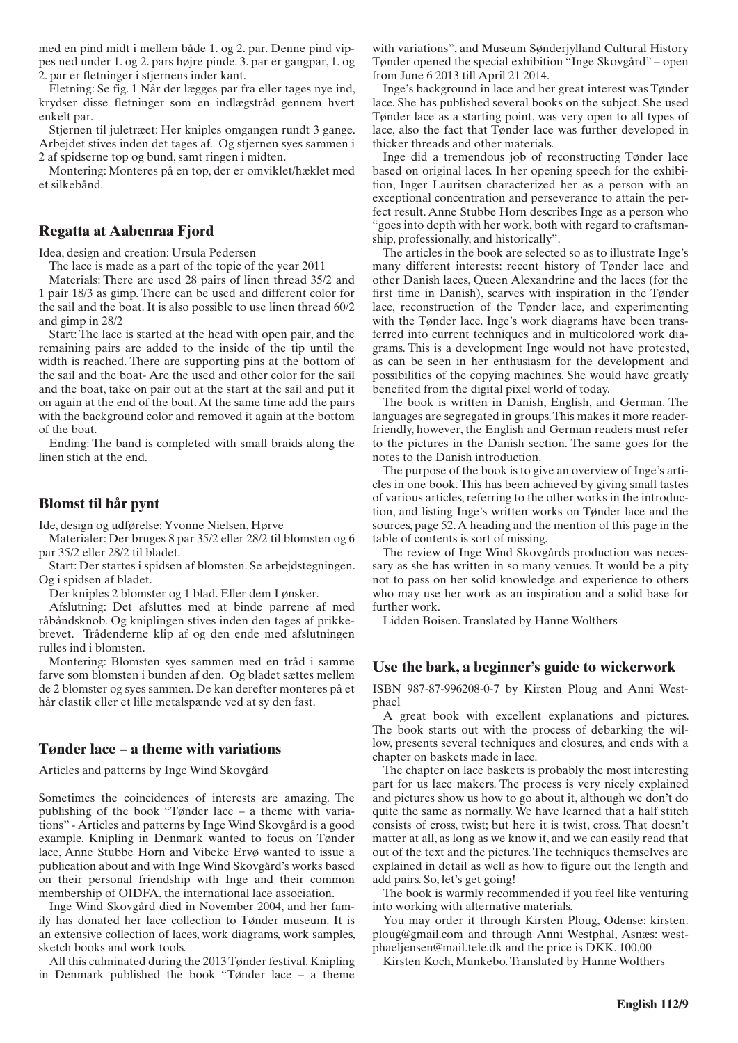med en pind midt i mellem både 1. og 2. par. Denne pind vippes ned under 1. og 2. pars højre pinde. 3. par er gangpar, 1. og 2. par er fletninger i stjernens inder kant.

Fletning: Se fig. 1 Når der lægges par fra eller tages nye ind, krydser disse fletninger som en indlægstråd gennem hvert enkelt par.

Stjernen til juletræet: Her kniples omgangen rundt 3 gange. Arbejdet stives inden det tages af. Og stjernen syes sammen i 2 af spidserne top og bund, samt ringen i midten.

Montering: Monteres på en top, der er omviklet/hæklet med et silkebånd.

## Regatta at Aabenraa Fjord

Idea, design and creation: Ursula Pedersen

The lace is made as a part of the topic of the year 2011

Materials: There are used 28 pairs of linen thread 35/2 and 1 pair 18/3 as gimp. There can be used and different color for the sail and the boat. It is also possible to use linen thread 60/2 and gimp in 28/2

Start: The lace is started at the head with open pair, and the remaining pairs are added to the inside of the tip until the width is reached. There are supporting pins at the bottom of the sail and the boat- Are the used and other color for the sail and the boat, take on pair out at the start at the sail and put it on again at the end of the boat. At the same time add the pairs with the background color and removed it again at the bottom of the boat.

Ending: The band is completed with small braids along the linen stich at the end.

## Blomst til hår pynt

Ide, design og udførelse: Yvonne Nielsen, Hørve

Materialer: Der bruges 8 par 35/2 eller 28/2 til blomsten og 6 par 35/2 eller 28/2 til bladet.

Start: Der startes i spidsen af blomsten. Se arbejdstegningen. Og i spidsen af bladet.

Der kniples 2 blomster og 1 blad. Eller dem I ønsker.

Afslutning: Det afsluttes med at binde parrene af med råbåndsknob. Og kniplingen stives inden den tages af prikkebrevet. Trådenderne klip af og den ende med afslutningen rulles ind i blomsten.

Montering: Blomsten syes sammen med en tråd i samme farve som blomsten i bunden af den. Og bladet sættes mellem de 2 blomster og syes sammen. De kan derefter monteres på et hår elastik eller et lille metalspænde ved at sy den fast.

## Tønder lace – a theme with variations

Articles and patterns by Inge Wind Skovgård

Sometimes the coincidences of interests are amazing. The publishing of the book "Tønder lace – a theme with variations" - Articles and patterns by Inge Wind Skovgård is a good example. Knipling in Denmark wanted to focus on Tønder lace, Anne Stubbe Horn and Vibeke Ervø wanted to issue a publication about and with Inge Wind Skovgård's works based on their personal friendship with Inge and their common membership of OIDFA, the international lace association.

Inge Wind Skovgård died in November 2004, and her family has donated her lace collection to Tønder museum. It is an extensive collection of laces, work diagrams, work samples, sketch books and work tools.

All this culminated during the 2013 Tønder festival. Knipling in Denmark published the book "Tønder lace – a theme with variations", and Museum Sønderjylland Cultural History Tønder opened the special exhibition "Inge Skovgård" – open from June 6 2013 till April 21 2014.

Inge's background in lace and her great interest was Tønder lace. She has published several books on the subject. She used Tønder lace as a starting point, was very open to all types of lace, also the fact that Tønder lace was further developed in thicker threads and other materials.

Inge did a tremendous job of reconstructing Tønder lace based on original laces. In her opening speech for the exhibition, Inger Lauritsen characterized her as a person with an exceptional concentration and perseverance to attain the perfect result. Anne Stubbe Horn describes Inge as a person who "goes into depth with her work, both with regard to craftsmanship, professionally, and historically".

The articles in the book are selected so as to illustrate Inge's many different interests: recent history of Tønder lace and other Danish laces, Queen Alexandrine and the laces (for the first time in Danish), scarves with inspiration in the Tønder lace, reconstruction of the Tønder lace, and experimenting with the Tønder lace. Inge's work diagrams have been transferred into current techniques and in multicolored work diagrams. This is a development Inge would not have protested, as can be seen in her enthusiasm for the development and possibilities of the copying machines. She would have greatly benefited from the digital pixel world of today.

The book is written in Danish, English, and German. The languages are segregated in groups. This makes it more reader-friendly, however, the English and German readers must refer to the pictures in the Danish section. The same goes for the notes to the Danish introduction.

The purpose of the book is to give an overview of Inge's articles in one book. This has been achieved by giving small tastes of various articles, referring to the other works in the introduction, and listing Inge's written works on Tønder lace and the sources, page 52. A heading and the mention of this page in the table of contents is sort of missing.

The review of Inge Wind Skovgårds production was necessary as she has written in so many venues. It would be a pity not to pass on her solid knowledge and experience to others who may use her work as an inspiration and a solid base for further work.

Lidden Boisen. Translated by Hanne Wolthers

## Use the bark, a beginner's guide to wickerwork

ISBN 987-87-996208-0-7 by Kirsten Ploug and Anni Westphael

A great book with excellent explanations and pictures. The book starts out with the process of debarking the willow, presents several techniques and closures, and ends with a chapter on baskets made in lace.

The chapter on lace baskets is probably the most interesting part for us lace makers. The process is very nicely explained and pictures show us how to go about it, although we don't do quite the same as normally. We have learned that a half stitch consists of cross, twist; but here it is twist, cross. That doesn't matter at all, as long as we know it, and we can easily read that out of the text and the pictures. The techniques themselves are explained in detail as well as how to figure out the length and add pairs. So, let's get going!

The book is warmly recommended if you feel like venturing into working with alternative materials.

You may order it through Kirsten Ploug, Odense: kirsten.ploug@gmail.com and through Anni Westphal, Asnæs: westphaeljensen@mail.tele.dk and the price is DKK. 100,00

Kirsten Koch, Munkebo. Translated by Hanne Wolthers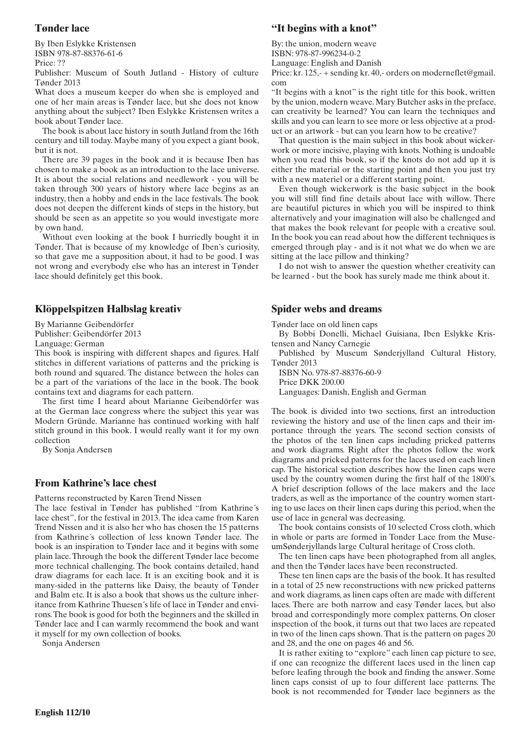## Tønder lace

By Iben Eslykke Kristensen
ISBN 978-87-88376-61-6
Price: ??
Publisher: Museum of South Jutland - History of culture Tønder 2013

What does a museum keeper do when she is employed and one of her main areas is Tønder lace, but she does not know anything about the subject? Iben Eslykke Kristensen writes a book about Tønder lace.

The book is about lace history in south Jutland from the 16th century and till today. Maybe many of you expect a giant book, but it is not.

There are 39 pages in the book and it is because Iben has chosen to make a book as an introduction to the lace universe. It is about the social relations and needlework - you will be taken through 300 years of history where lace begins as an industry, then a hobby and ends in the lace festivals. The book does not deepen the different kinds of steps in the history, but should be seen as an appetite so you would investigate more by own hand.

Without even looking at the book I hurriedly bought it in Tønder. That is because of my knowledge of Iben's curiosity, so that gave me a supposition about, it had to be good. I was not wrong and everybody else who has an interest in Tønder lace should definitely get this book.

## Klöppelspitzen Halbslag kreativ

By Marianne Geibendörfer
Publisher: Geibendörfer 2013
Language: German

This book is inspiring with different shapes and figures. Half stitches in different variations of patterns and the pricking is both round and squared. The distance between the holes can be a part of the variations of the lace in the book. The book contains text and diagrams for each pattern.

The first time I heard about Marianne Geibendörfer was at the German lace congress where the subject this year was Modern Gründe. Marianne has continued working with half stitch ground in this book. I would really want it for my own collection

By Sonja Andersen

## From Kathrine's lace chest

Patterns reconstructed by Karen Trend Nissen

The lace festival in Tønder has published "from Kathrine´s lace chest", for the festival in 2013. The idea came from Karen Trend Nissen and it is also her who has chosen the 15 patterns from Kathrine´s collection of less known Tønder lace. The book is an inspiration to Tønder lace and it begins with some plain lace. Through the book the different Tønder lace become more technical challenging. The book contains detailed, hand draw diagrams for each lace. It is an exciting book and it is many-sided in the patterns like Daisy, the beauty of Tønder and Balm etc. It is also a book that shows us the culture inheritance from Kathrine Thuesen´s life of lace in Tønder and environs. The book is good for both the beginners and the skilled in Tønder lace and I can warmly recommend the book and want it myself for my own collection of books.

Sonja Andersen

## "It begins with a knot"

By: the union, modern weave
ISBN: 978-87-996234-0-2
Language: English and Danish
Price: kr. 125,- + sending kr. 40,- orders on moderneflet@gmail.com

"It begins with a knot" is the right title for this book, written by the union, modern weave. Mary Butcher asks in the preface, can creativity be learned? You can learn the techniques and skills and you can learn to see more or less objective at a product or an artwork - but can you learn how to be creative?

That question is the main subject in this book about wickerwork or more incisive, playing with knots. Nothing is undoable when you read this book, so if the knots do not add up it is either the material or the starting point and then you just try with a new materiel or a different starting point.

Even though wickerwork is the basic subject in the book you will still find fine details about lace with willow. There are beautiful pictures in which you will be inspired to think alternatively and your imagination will also be challenged and that makes the book relevant for people with a creative soul. In the book you can read about how the different techniques is emerged through play - and is it not what we do when we are sitting at the lace pillow and thinking?

I do not wish to answer the question whether creativity can be learned - but the book has surely made me think about it.

## Spider webs and dreams

Tønder lace on old linen caps

By Bobbi Donelli, Michael Guisiana, Iben Eslykke Kristensen and Nancy Carnegie

Published by Museum Sønderjylland Cultural History, Tønder 2013

ISBN No. 978-87-88376-60-9

Price DKK 200.00

Languages: Danish, English and German

The book is divided into two sections, first an introduction reviewing the history and use of the linen caps and their importance through the years. The second section consists of the photos of the ten linen caps including pricked patterns and work diagrams. Right after the photos follow the work diagrams and pricked patterns for the laces used on each linen cap. The historical section describes how the linen caps were used by the country women during the first half of the 1800's. A brief description follows of the lace makers and the lace traders, as well as the importance of the country women starting to use laces on their linen caps during this period, when the use of lace in general was decreasing.

The book contains consists of 10 selected Cross cloth, which in whole or parts are formed in Tonder Lace from the MuseumSønderjyllands large Cultural heritage of Cross cloth.

The ten linen caps have been photographed from all angles, and then the Tønder laces have been reconstructed.

These ten linen caps are the basis of the book. It has resulted in a total of 25 new reconstructions with new pricked patterns and work diagrams, as linen caps often are made with different laces. There are both narrow and easy Tønder laces, but also broad and correspondingly more complex patterns. On closer inspection of the book, it turns out that two laces are repeated in two of the linen caps shown. That is the pattern on pages 20 and 28, and the one on pages 46 and 56.

It is rather exiting to "explore" each linen cap picture to see, if one can recognize the different laces used in the linen cap before leafing through the book and finding the answer. Some linen caps consist of up to four different lace patterns. The book is not recommended for Tønder lace beginners as the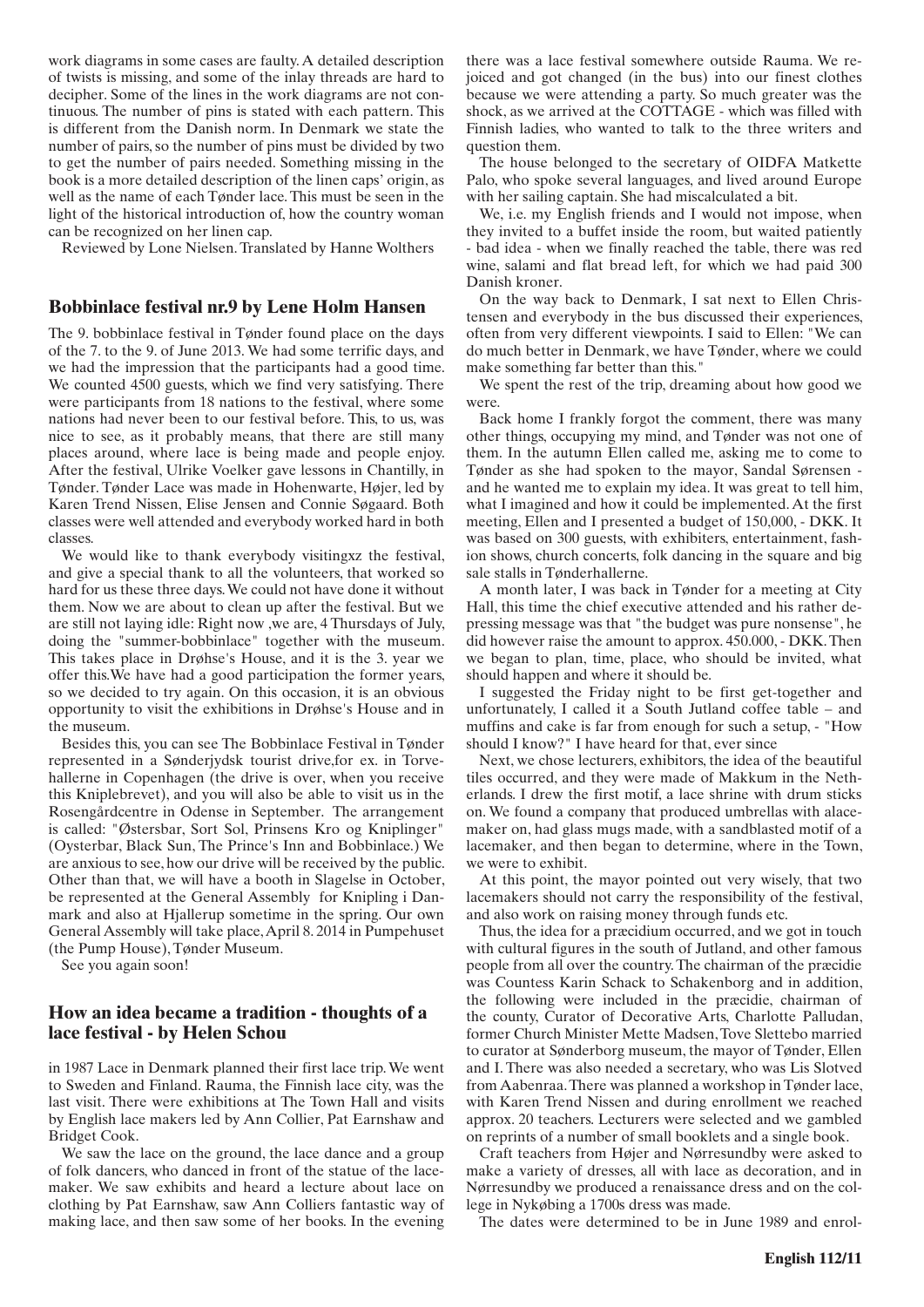work diagrams in some cases are faulty. A detailed description of twists is missing, and some of the inlay threads are hard to decipher. Some of the lines in the work diagrams are not continuous. The number of pins is stated with each pattern. This is different from the Danish norm. In Denmark we state the number of pairs, so the number of pins must be divided by two to get the number of pairs needed. Something missing in the book is a more detailed description of the linen caps' origin, as well as the name of each Tønder lace. This must be seen in the light of the historical introduction of, how the country woman can be recognized on her linen cap.

Reviewed by Lone Nielsen. Translated by Hanne Wolthers

## Bobbinlace festival nr.9 by Lene Holm Hansen

The 9. bobbinlace festival in Tønder found place on the days of the 7. to the 9. of June 2013. We had some terrific days, and we had the impression that the participants had a good time. We counted 4500 guests, which we find very satisfying. There were participants from 18 nations to the festival, where some nations had never been to our festival before. This, to us, was nice to see, as it probably means, that there are still many places around, where lace is being made and people enjoy. After the festival, Ulrike Voelker gave lessons in Chantilly, in Tønder. Tønder Lace was made in Hohenwarte, Højer, led by Karen Trend Nissen, Elise Jensen and Connie Søgaard. Both classes were well attended and everybody worked hard in both classes.

We would like to thank everybody visitingxz the festival, and give a special thank to all the volunteers, that worked so hard for us these three days. We could not have done it without them. Now we are about to clean up after the festival. But we are still not laying idle: Right now ,we are, 4 Thursdays of July, doing the "summer-bobbinlace" together with the museum. This takes place in Drøhse's House, and it is the 3. year we offer this.We have had a good participation the former years, so we decided to try again. On this occasion, it is an obvious opportunity to visit the exhibitions in Drøhse's House and in the museum.

Besides this, you can see The Bobbinlace Festival in Tønder represented in a Sønderjydsk tourist drive,for ex. in Torvehallerne in Copenhagen (the drive is over, when you receive this Kniplebrevet), and you will also be able to visit us in the Rosengårdcentre in Odense in September. The arrangement is called: "Østersbar, Sort Sol, Prinsens Kro og Kniplinger" (Oysterbar, Black Sun, The Prince's Inn and Bobbinlace.) We are anxious to see, how our drive will be received by the public. Other than that, we will have a booth in Slagelse in October, be represented at the General Assembly for Knipling i Danmark and also at Hjallerup sometime in the spring. Our own General Assembly will take place, April 8. 2014 in Pumpehuset (the Pump House), Tønder Museum.

See you again soon!

## How an idea became a tradition - thoughts of a lace festival - by Helen Schou

in 1987 Lace in Denmark planned their first lace trip. We went to Sweden and Finland. Rauma, the Finnish lace city, was the last visit. There were exhibitions at The Town Hall and visits by English lace makers led by Ann Collier, Pat Earnshaw and Bridget Cook.

We saw the lace on the ground, the lace dance and a group of folk dancers, who danced in front of the statue of the lacemaker. We saw exhibits and heard a lecture about lace on clothing by Pat Earnshaw, saw Ann Colliers fantastic way of making lace, and then saw some of her books. In the evening there was a lace festival somewhere outside Rauma. We rejoiced and got changed (in the bus) into our finest clothes because we were attending a party. So much greater was the shock, as we arrived at the COTTAGE - which was filled with Finnish ladies, who wanted to talk to the three writers and question them.

The house belonged to the secretary of OIDFA Matkette Palo, who spoke several languages, and lived around Europe with her sailing captain. She had miscalculated a bit.

We, i.e. my English friends and I would not impose, when they invited to a buffet inside the room, but waited patiently - bad idea - when we finally reached the table, there was red wine, salami and flat bread left, for which we had paid 300 Danish kroner.

On the way back to Denmark, I sat next to Ellen Christensen and everybody in the bus discussed their experiences, often from very different viewpoints. I said to Ellen: "We can do much better in Denmark, we have Tønder, where we could make something far better than this."

We spent the rest of the trip, dreaming about how good we were.

Back home I frankly forgot the comment, there was many other things, occupying my mind, and Tønder was not one of them. In the autumn Ellen called me, asking me to come to Tønder as she had spoken to the mayor, Sandal Sørensen - and he wanted me to explain my idea. It was great to tell him, what I imagined and how it could be implemented. At the first meeting, Ellen and I presented a budget of 150,000, - DKK. It was based on 300 guests, with exhibiters, entertainment, fashion shows, church concerts, folk dancing in the square and big sale stalls in Tønderhallerne.

A month later, I was back in Tønder for a meeting at City Hall, this time the chief executive attended and his rather depressing message was that "the budget was pure nonsense", he did however raise the amount to approx. 450.000, - DKK. Then we began to plan, time, place, who should be invited, what should happen and where it should be.

I suggested the Friday night to be first get-together and unfortunately, I called it a South Jutland coffee table – and muffins and cake is far from enough for such a setup, - "How should I know?" I have heard for that, ever since

Next, we chose lecturers, exhibitors, the idea of the beautiful tiles occurred, and they were made of Makkum in the Netherlands. I drew the first motif, a lace shrine with drum sticks on. We found a company that produced umbrellas with alacemaker on, had glass mugs made, with a sandblasted motif of a lacemaker, and then began to determine, where in the Town, we were to exhibit.

At this point, the mayor pointed out very wisely, that two lacemakers should not carry the responsibility of the festival, and also work on raising money through funds etc.

Thus, the idea for a præcidium occurred, and we got in touch with cultural figures in the south of Jutland, and other famous people from all over the country. The chairman of the præcidie was Countess Karin Schack to Schakenborg and in addition, the following were included in the præcidie, chairman of the county, Curator of Decorative Arts, Charlotte Palludan, former Church Minister Mette Madsen, Tove Slettebo married to curator at Sønderborg museum, the mayor of Tønder, Ellen and I. There was also needed a secretary, who was Lis Slotved from Aabenraa. There was planned a workshop in Tønder lace, with Karen Trend Nissen and during enrollment we reached approx. 20 teachers. Lecturers were selected and we gambled on reprints of a number of small booklets and a single book.

Craft teachers from Højer and Nørresundby were asked to make a variety of dresses, all with lace as decoration, and in Nørresundby we produced a renaissance dress and on the college in Nykøbing a 1700s dress was made.

The dates were determined to be in June 1989 and enrol-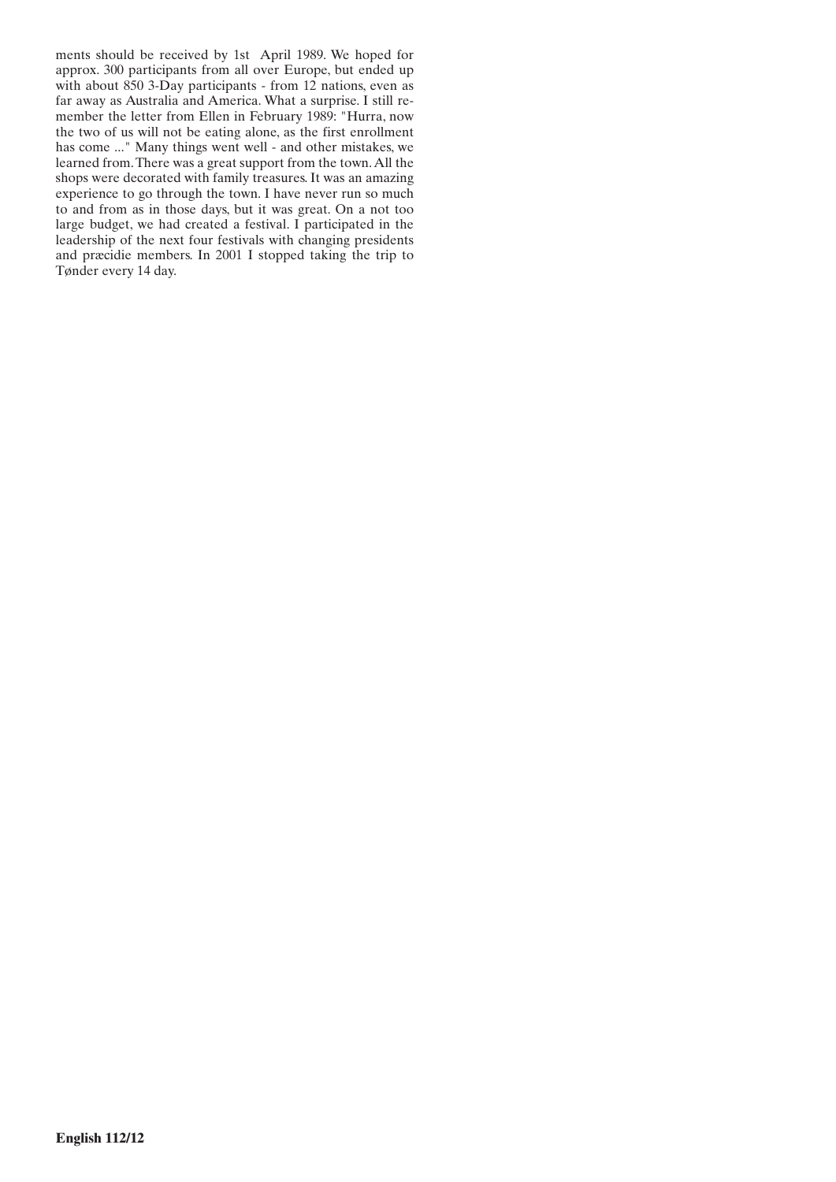ments should be received by 1st April 1989. We hoped for approx. 300 participants from all over Europe, but ended up with about 850 3-Day participants - from 12 nations, even as far away as Australia and America. What a surprise. I still remember the letter from Ellen in February 1989: "Hurra, now the two of us will not be eating alone, as the first enrollment has come ..." Many things went well - and other mistakes, we learned from. There was a great support from the town. All the shops were decorated with family treasures. It was an amazing experience to go through the town. I have never run so much to and from as in those days, but it was great. On a not too large budget, we had created a festival. I participated in the leadership of the next four festivals with changing presidents and præcidie members. In 2001 I stopped taking the trip to Tønder every 14 day.